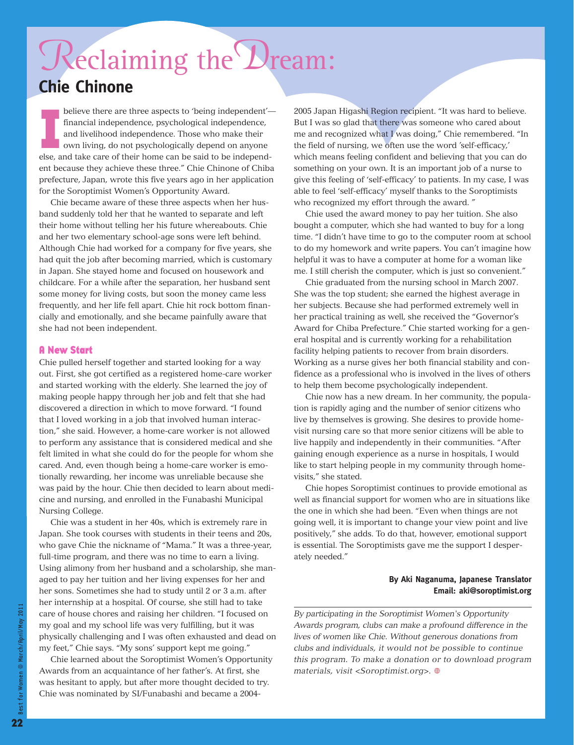# Reclaiming the Dream:

## Chie Chinone

I believe there are three aspects to 'being independent'—financial independence, psychological independence, and livelihood independence. Those who make their own living, do not psychologically depend on anyone else, and take care of their home can be said to be independent because they achieve these three." Chie Chinone of Chiba prefecture, Japan, wrote this five years ago in her application for the Soroptimist Women's Opportunity Award.

Chie became aware of these three aspects when her husband suddenly told her that he wanted to separate and left their home without telling her his future whereabouts. Chie and her two elementary school-age sons were left behind. Although Chie had worked for a company for five years, she had quit the job after becoming married, which is customary in Japan. She stayed home and focused on housework and childcare. For a while after the separation, her husband sent some money for living costs, but soon the money came less frequently, and her life fell apart. Chie hit rock bottom financially and emotionally, and she became painfully aware that she had not been independent.

### A New Start

Chie pulled herself together and started looking for a way out. First, she got certified as a registered home-care worker and started working with the elderly. She learned the joy of making people happy through her job and felt that she had discovered a direction in which to move forward. "I found that I loved working in a job that involved human interaction," she said. However, a home-care worker is not allowed to perform any assistance that is considered medical and she felt limited in what she could do for the people for whom she cared. And, even though being a home-care worker is emotionally rewarding, her income was unreliable because she was paid by the hour. Chie then decided to learn about medicine and nursing, and enrolled in the Funabashi Municipal Nursing College.

Chie was a student in her 40s, which is extremely rare in Japan. She took courses with students in their teens and 20s, who gave Chie the nickname of "Mama." It was a three-year, full-time program, and there was no time to earn a living. Using alimony from her husband and a scholarship, she managed to pay her tuition and her living expenses for her and her sons. Sometimes she had to study until 2 or 3 a.m. after her internship at a hospital. Of course, she still had to take care of house chores and raising her children. "I focused on my goal and my school life was very fulfilling, but it was physically challenging and I was often exhausted and dead on my feet," Chie says. "My sons' support kept me going."

Chie learned about the Soroptimist Women's Opportunity Awards from an acquaintance of her father's. At first, she was hesitant to apply, but after more thought decided to try. Chie was nominated by SI/Funabashi and became a 2004-2005 Japan Higashi Region recipient. "It was hard to believe. But I was so glad that there was someone who cared about me and recognized what I was doing," Chie remembered. "In the field of nursing, we often use the word 'self-efficacy,' which means feeling confident and believing that you can do something on your own. It is an important job of a nurse to give this feeling of 'self-efficacy' to patients. In my case, I was able to feel 'self-efficacy' myself thanks to the Soroptimists who recognized my effort through the award."

Chie used the award money to pay her tuition. She also bought a computer, which she had wanted to buy for a long time. "I didn't have time to go to the computer room at school to do my homework and write papers. You can't imagine how helpful it was to have a computer at home for a woman like me. I still cherish the computer, which is just so convenient."

Chie graduated from the nursing school in March 2007. She was the top student; she earned the highest average in her subjects. Because she had performed extremely well in her practical training as well, she received the "Governor's Award for Chiba Prefecture." Chie started working for a general hospital and is currently working for a rehabilitation facility helping patients to recover from brain disorders. Working as a nurse gives her both financial stability and confidence as a professional who is involved in the lives of others to help them become psychologically independent.

Chie now has a new dream. In her community, the population is rapidly aging and the number of senior citizens who live by themselves is growing. She desires to provide home-visit nursing care so that more senior citizens will be able to live happily and independently in their communities. "After gaining enough experience as a nurse in hospitals, I would like to start helping people in my community through home-visits," she stated.

Chie hopes Soroptimist continues to provide emotional as well as financial support for women who are in situations like the one in which she had been. "Even when things are not going well, it is important to change your view point and live positively," she adds. To do that, however, emotional support is essential. The Soroptimists gave me the support I desperately needed."

**By Aki Naganuma, Japanese Translator**
**Email: aki@soroptimist.org**

---

*By participating in the Soroptimist Women's Opportunity Awards program, clubs can make a profound difference in the lives of women like Chie. Without generous donations from clubs and individuals, it would not be possible to continue this program. To make a donation or to download program materials, visit <Soroptimist.org>.*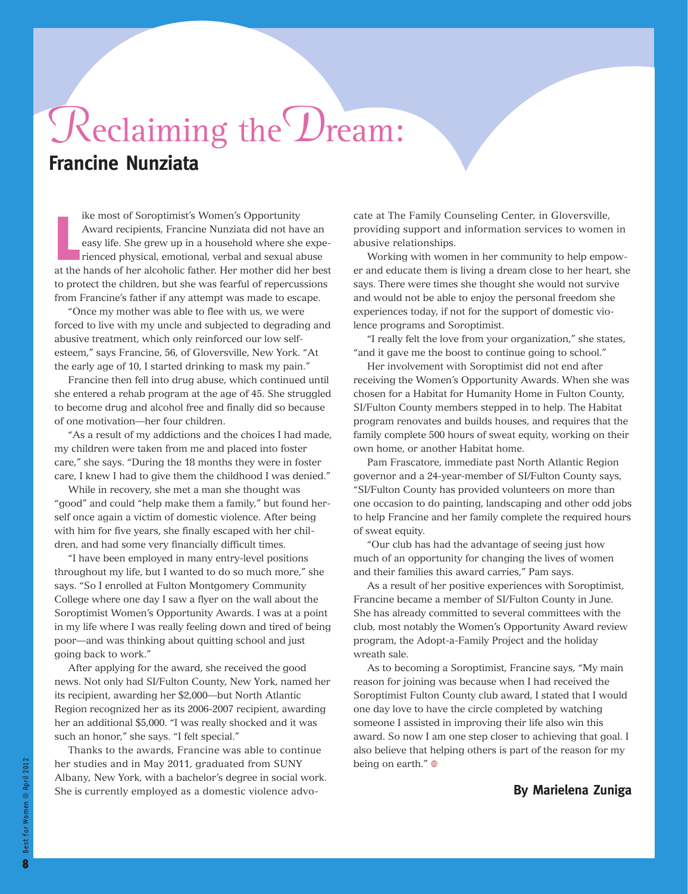# Reclaiming the Dream:

## Francine Nunziata

Like most of Soroptimist's Women's Opportunity Award recipients, Francine Nunziata did not have an easy life. She grew up in a household where she experienced physical, emotional, verbal and sexual abuse at the hands of her alcoholic father. Her mother did her best to protect the children, but she was fearful of repercussions from Francine's father if any attempt was made to escape.

"Once my mother was able to flee with us, we were forced to live with my uncle and subjected to degrading and abusive treatment, which only reinforced our low self-esteem," says Francine, 56, of Gloversville, New York. "At the early age of 10, I started drinking to mask my pain."

Francine then fell into drug abuse, which continued until she entered a rehab program at the age of 45. She struggled to become drug and alcohol free and finally did so because of one motivation—her four children.

"As a result of my addictions and the choices I had made, my children were taken from me and placed into foster care," she says. "During the 18 months they were in foster care, I knew I had to give them the childhood I was denied."

While in recovery, she met a man she thought was "good" and could "help make them a family," but found herself once again a victim of domestic violence. After being with him for five years, she finally escaped with her children, and had some very financially difficult times.

"I have been employed in many entry-level positions throughout my life, but I wanted to do so much more," she says. "So I enrolled at Fulton Montgomery Community College where one day I saw a flyer on the wall about the Soroptimist Women's Opportunity Awards. I was at a point in my life where I was really feeling down and tired of being poor—and was thinking about quitting school and just going back to work."

After applying for the award, she received the good news. Not only had SI/Fulton County, New York, named her its recipient, awarding her $2,000—but North Atlantic Region recognized her as its 2006-2007 recipient, awarding her an additional $5,000. "I was really shocked and it was such an honor," she says. "I felt special."

Thanks to the awards, Francine was able to continue her studies and in May 2011, graduated from SUNY Albany, New York, with a bachelor's degree in social work. She is currently employed as a domestic violence advocate at The Family Counseling Center, in Gloversville, providing support and information services to women in abusive relationships.

Working with women in her community to help empower and educate them is living a dream close to her heart, she says. There were times she thought she would not survive and would not be able to enjoy the personal freedom she experiences today, if not for the support of domestic violence programs and Soroptimist.

"I really felt the love from your organization," she states, "and it gave me the boost to continue going to school."

Her involvement with Soroptimist did not end after receiving the Women's Opportunity Awards. When she was chosen for a Habitat for Humanity Home in Fulton County, SI/Fulton County members stepped in to help. The Habitat program renovates and builds houses, and requires that the family complete 500 hours of sweat equity, working on their own home, or another Habitat home.

Pam Frascatore, immediate past North Atlantic Region governor and a 24-year-member of SI/Fulton County says, "SI/Fulton County has provided volunteers on more than one occasion to do painting, landscaping and other odd jobs to help Francine and her family complete the required hours of sweat equity.

"Our club has had the advantage of seeing just how much of an opportunity for changing the lives of women and their families this award carries," Pam says.

As a result of her positive experiences with Soroptimist, Francine became a member of SI/Fulton County in June. She has already committed to several committees with the club, most notably the Women's Opportunity Award review program, the Adopt-a-Family Project and the holiday wreath sale.

As to becoming a Soroptimist, Francine says, "My main reason for joining was because when I had received the Soroptimist Fulton County club award, I stated that I would one day love to have the circle completed by watching someone I assisted in improving their life also win this award. So now I am one step closer to achieving that goal. I also believe that helping others is part of the reason for my being on earth."

**By Marielena Zuniga**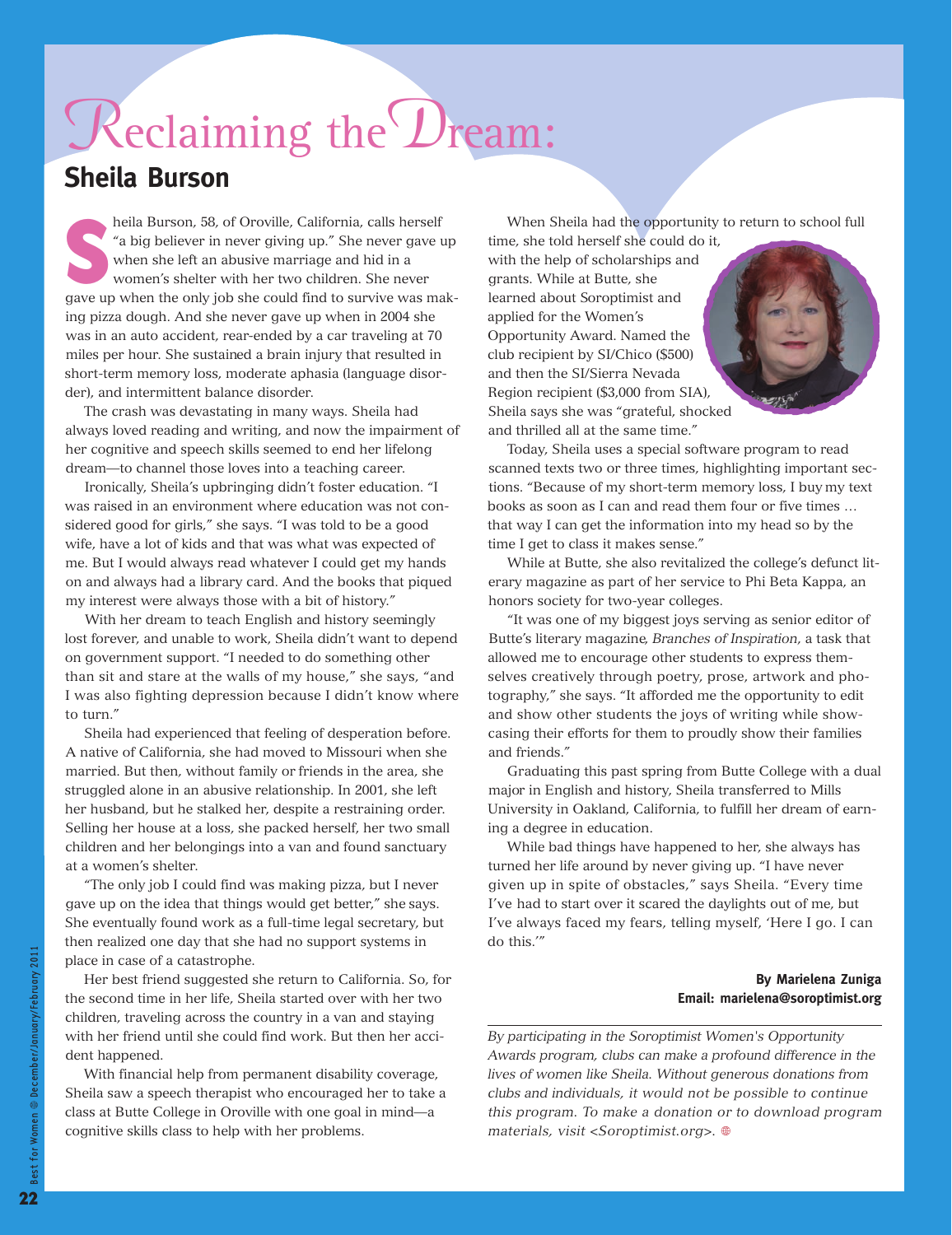# Reclaiming the Dream:

## Sheila Burson

Sheila Burson, 58, of Oroville, California, calls herself "a big believer in never giving up." She never gave up when she left an abusive marriage and hid in a women's shelter with her two children. She never gave up when the only job she could find to survive was making pizza dough. And she never gave up when in 2004 she was in an auto accident, rear-ended by a car traveling at 70 miles per hour. She sustained a brain injury that resulted in short-term memory loss, moderate aphasia (language disorder), and intermittent balance disorder.

The crash was devastating in many ways. Sheila had always loved reading and writing, and now the impairment of her cognitive and speech skills seemed to end her lifelong dream—to channel those loves into a teaching career.

Ironically, Sheila's upbringing didn't foster education. "I was raised in an environment where education was not considered good for girls," she says. "I was told to be a good wife, have a lot of kids and that was what was expected of me. But I would always read whatever I could get my hands on and always had a library card. And the books that piqued my interest were always those with a bit of history."

With her dream to teach English and history seemingly lost forever, and unable to work, Sheila didn't want to depend on government support. "I needed to do something other than sit and stare at the walls of my house," she says, "and I was also fighting depression because I didn't know where to turn."

Sheila had experienced that feeling of desperation before. A native of California, she had moved to Missouri when she married. But then, without family or friends in the area, she struggled alone in an abusive relationship. In 2001, she left her husband, but he stalked her, despite a restraining order. Selling her house at a loss, she packed herself, her two small children and her belongings into a van and found sanctuary at a women's shelter.

"The only job I could find was making pizza, but I never gave up on the idea that things would get better," she says. She eventually found work as a full-time legal secretary, but then realized one day that she had no support systems in place in case of a catastrophe.

Her best friend suggested she return to California. So, for the second time in her life, Sheila started over with her two children, traveling across the country in a van and staying with her friend until she could find work. But then her accident happened.

With financial help from permanent disability coverage, Sheila saw a speech therapist who encouraged her to take a class at Butte College in Oroville with one goal in mind—a cognitive skills class to help with her problems.

When Sheila had the opportunity to return to school full time, she told herself she could do it, with the help of scholarships and grants. While at Butte, she learned about Soroptimist and applied for the Women's Opportunity Award. Named the club recipient by SI/Chico ($500) and then the SI/Sierra Nevada Region recipient ($3,000 from SIA), Sheila says she was "grateful, shocked and thrilled all at the same time."

Today, Sheila uses a special software program to read scanned texts two or three times, highlighting important sections. "Because of my short-term memory loss, I buy my text books as soon as I can and read them four or five times … that way I can get the information into my head so by the time I get to class it makes sense."

While at Butte, she also revitalized the college's defunct literary magazine as part of her service to Phi Beta Kappa, an honors society for two-year colleges.

"It was one of my biggest joys serving as senior editor of Butte's literary magazine, *Branches of Inspiration*, a task that allowed me to encourage other students to express themselves creatively through poetry, prose, artwork and photography," she says. "It afforded me the opportunity to edit and show other students the joys of writing while showcasing their efforts for them to proudly show their families and friends."

Graduating this past spring from Butte College with a dual major in English and history, Sheila transferred to Mills University in Oakland, California, to fulfill her dream of earning a degree in education.

While bad things have happened to her, she always has turned her life around by never giving up. "I have never given up in spite of obstacles," says Sheila. "Every time I've had to start over it scared the daylights out of me, but I've always faced my fears, telling myself, 'Here I go. I can do this.'"

**By Marielena Zuniga**
**Email: marielena@soroptimist.org**

*By participating in the Soroptimist Women's Opportunity Awards program, clubs can make a profound difference in the lives of women like Sheila. Without generous donations from clubs and individuals, it would not be possible to continue this program. To make a donation or to download program materials, visit <Soroptimist.org>.*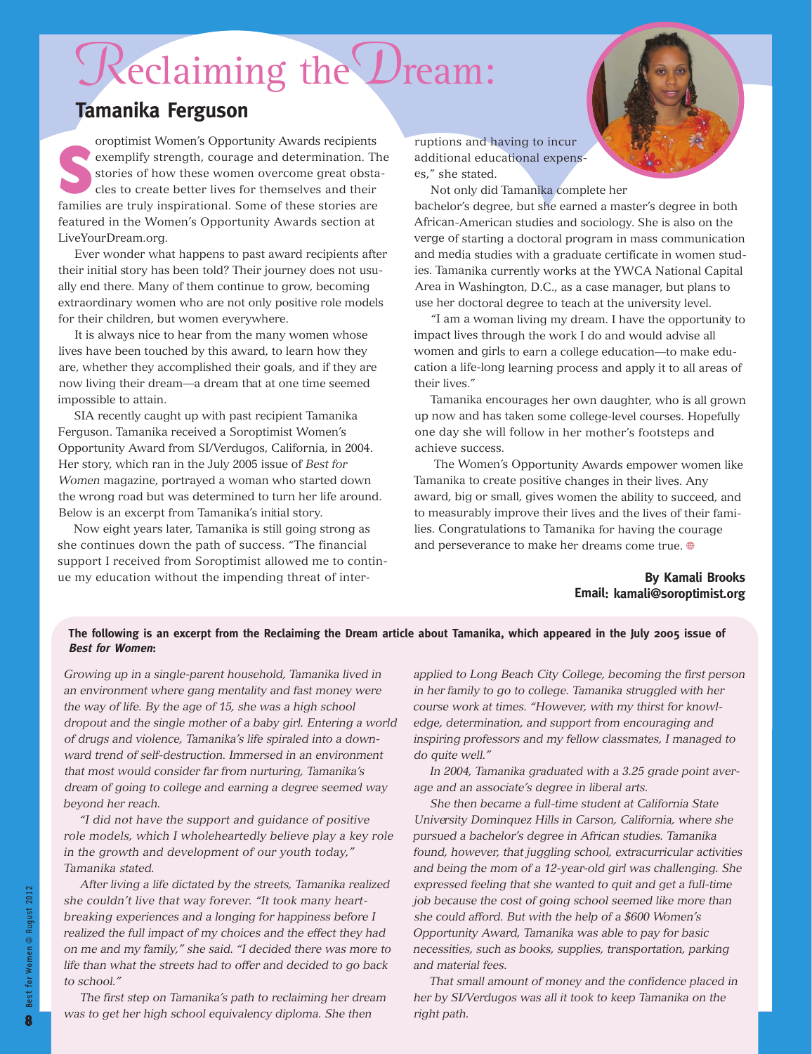# Reclaiming the Dream:

## Tamanika Ferguson

Soroptimist Women's Opportunity Awards recipients exemplify strength, courage and determination. The stories of how these women overcome great obstacles to create better lives for themselves and their families are truly inspirational. Some of these stories are featured in the Women's Opportunity Awards section at LiveYourDream.org.

Ever wonder what happens to past award recipients after their initial story has been told? Their journey does not usually end there. Many of them continue to grow, becoming extraordinary women who are not only positive role models for their children, but women everywhere.

It is always nice to hear from the many women whose lives have been touched by this award, to learn how they are, whether they accomplished their goals, and if they are now living their dream—a dream that at one time seemed impossible to attain.

SIA recently caught up with past recipient Tamanika Ferguson. Tamanika received a Soroptimist Women's Opportunity Award from SI/Verdugos, California, in 2004. Her story, which ran in the July 2005 issue of *Best for Women* magazine, portrayed a woman who started down the wrong road but was determined to turn her life around. Below is an excerpt from Tamanika's initial story.

Now eight years later, Tamanika is still going strong as she continues down the path of success. "The financial support I received from Soroptimist allowed me to continue my education without the impending threat of interruptions and having to incur additional educational expenses," she stated.

Not only did Tamanika complete her bachelor's degree, but she earned a master's degree in both African-American studies and sociology. She is also on the verge of starting a doctoral program in mass communication and media studies with a graduate certificate in women studies. Tamanika currently works at the YWCA National Capital Area in Washington, D.C., as a case manager, but plans to use her doctoral degree to teach at the university level.

"I am a woman living my dream. I have the opportunity to impact lives through the work I do and would advise all women and girls to earn a college education—to make education a life-long learning process and apply it to all areas of their lives."

Tamanika encourages her own daughter, who is all grown up now and has taken some college-level courses. Hopefully one day she will follow in her mother's footsteps and achieve success.

The Women's Opportunity Awards empower women like Tamanika to create positive changes in their lives. Any award, big or small, gives women the ability to succeed, and to measurably improve their lives and the lives of their families. Congratulations to Tamanika for having the courage and perseverance to make her dreams come true.

**By Kamali Brooks**
**Email: kamali@soroptimist.org**

**The following is an excerpt from the Reclaiming the Dream article about Tamanika, which appeared in the July 2005 issue of *Best for Women*:**

*Growing up in a single-parent household, Tamanika lived in an environment where gang mentality and fast money were the way of life. By the age of 15, she was a high school dropout and the single mother of a baby girl. Entering a world of drugs and violence, Tamanika's life spiraled into a downward trend of self-destruction. Immersed in an environment that most would consider far from nurturing, Tamanika's dream of going to college and earning a degree seemed way beyond her reach.*

*"I did not have the support and guidance of positive role models, which I wholeheartedly believe play a key role in the growth and development of our youth today," Tamanika stated.*

*After living a life dictated by the streets, Tamanika realized she couldn't live that way forever. "It took many heartbreaking experiences and a longing for happiness before I realized the full impact of my choices and the effect they had on me and my family," she said. "I decided there was more to life than what the streets had to offer and decided to go back to school."*

*The first step on Tamanika's path to reclaiming her dream was to get her high school equivalency diploma. She then applied to Long Beach City College, becoming the first person in her family to go to college. Tamanika struggled with her course work at times. "However, with my thirst for knowledge, determination, and support from encouraging and inspiring professors and my fellow classmates, I managed to do quite well."*

*In 2004, Tamanika graduated with a 3.25 grade point average and an associate's degree in liberal arts.*

*She then became a full-time student at California State University Dominquez Hills in Carson, California, where she pursued a bachelor's degree in African studies. Tamanika found, however, that juggling school, extracurricular activities and being the mom of a 12-year-old girl was challenging. She expressed feeling that she wanted to quit and get a full-time job because the cost of going school seemed like more than she could afford. But with the help of a $600 Women's Opportunity Award, Tamanika was able to pay for basic necessities, such as books, supplies, transportation, parking and material fees.*

*That small amount of money and the confidence placed in her by SI/Verdugos was all it took to keep Tamanika on the right path.*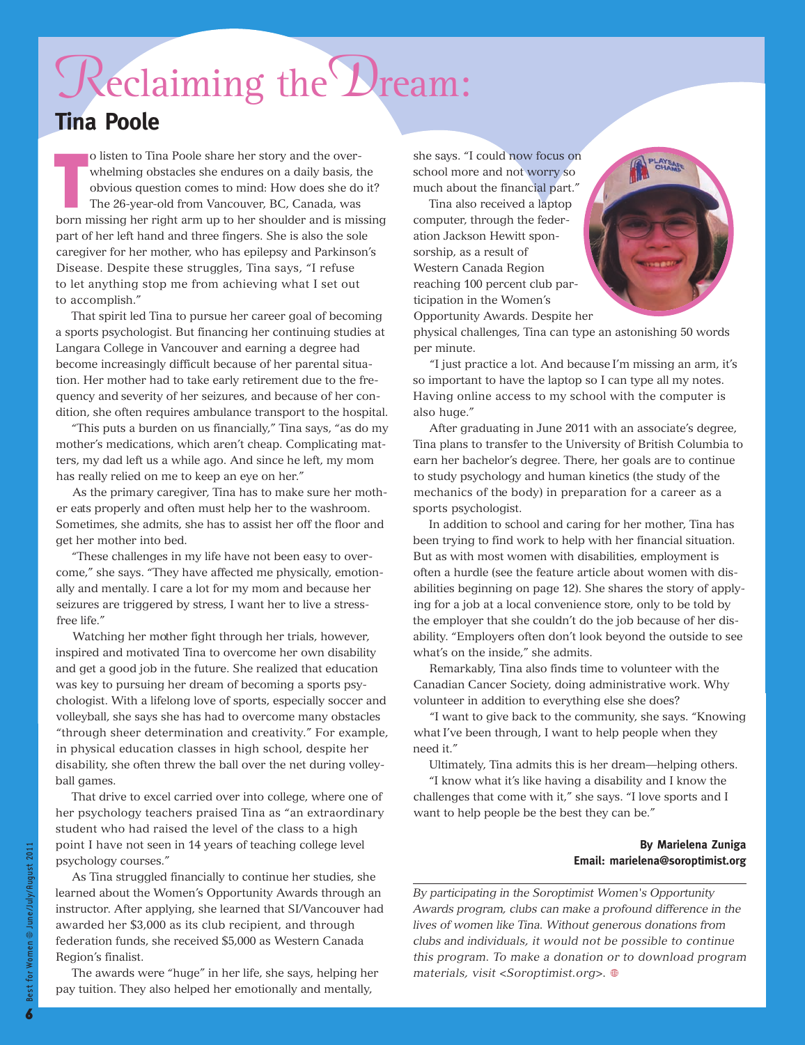# Reclaiming the Dream:

## Tina Poole

To listen to Tina Poole share her story and the overwhelming obstacles she endures on a daily basis, the obvious question comes to mind: How does she do it? The 26-year-old from Vancouver, BC, Canada, was born missing her right arm up to her shoulder and is missing part of her left hand and three fingers. She is also the sole caregiver for her mother, who has epilepsy and Parkinson's Disease. Despite these struggles, Tina says, "I refuse to let anything stop me from achieving what I set out to accomplish."

That spirit led Tina to pursue her career goal of becoming a sports psychologist. But financing her continuing studies at Langara College in Vancouver and earning a degree had become increasingly difficult because of her parental situation. Her mother had to take early retirement due to the frequency and severity of her seizures, and because of her condition, she often requires ambulance transport to the hospital.

"This puts a burden on us financially," Tina says, "as do my mother's medications, which aren't cheap. Complicating matters, my dad left us a while ago. And since he left, my mom has really relied on me to keep an eye on her."

As the primary caregiver, Tina has to make sure her mother eats properly and often must help her to the washroom. Sometimes, she admits, she has to assist her off the floor and get her mother into bed.

"These challenges in my life have not been easy to overcome," she says. "They have affected me physically, emotionally and mentally. I care a lot for my mom and because her seizures are triggered by stress, I want her to live a stress-free life."

Watching her mother fight through her trials, however, inspired and motivated Tina to overcome her own disability and get a good job in the future. She realized that education was key to pursuing her dream of becoming a sports psychologist. With a lifelong love of sports, especially soccer and volleyball, she says she has had to overcome many obstacles "through sheer determination and creativity." For example, in physical education classes in high school, despite her disability, she often threw the ball over the net during volleyball games.

That drive to excel carried over into college, where one of her psychology teachers praised Tina as "an extraordinary student who had raised the level of the class to a high point I have not seen in 14 years of teaching college level psychology courses."

As Tina struggled financially to continue her studies, she learned about the Women's Opportunity Awards through an instructor. After applying, she learned that SI/Vancouver had awarded her $3,000 as its club recipient, and through federation funds, she received $5,000 as Western Canada Region's finalist.

The awards were "huge" in her life, she says, helping her pay tuition. They also helped her emotionally and mentally, she says. "I could now focus on school more and not worry so much about the financial part."

Tina also received a laptop computer, through the federation Jackson Hewitt sponsorship, as a result of Western Canada Region reaching 100 percent club participation in the Women's Opportunity Awards. Despite her physical challenges, Tina can type an astonishing 50 words per minute.

"I just practice a lot. And because I'm missing an arm, it's so important to have the laptop so I can type all my notes. Having online access to my school with the computer is also huge."

After graduating in June 2011 with an associate's degree, Tina plans to transfer to the University of British Columbia to earn her bachelor's degree. There, her goals are to continue to study psychology and human kinetics (the study of the mechanics of the body) in preparation for a career as a sports psychologist.

In addition to school and caring for her mother, Tina has been trying to find work to help with her financial situation. But as with most women with disabilities, employment is often a hurdle (see the feature article about women with disabilities beginning on page 12). She shares the story of applying for a job at a local convenience store, only to be told by the employer that she couldn't do the job because of her disability. "Employers often don't look beyond the outside to see what's on the inside," she admits.

Remarkably, Tina also finds time to volunteer with the Canadian Cancer Society, doing administrative work. Why volunteer in addition to everything else she does?

"I want to give back to the community, she says. "Knowing what I've been through, I want to help people when they need it."

Ultimately, Tina admits this is her dream—helping others.

"I know what it's like having a disability and I know the challenges that come with it," she says. "I love sports and I want to help people be the best they can be."

**By Marielena Zuniga**
**Email: marielena@soroptimist.org**

*By participating in the Soroptimist Women's Opportunity Awards program, clubs can make a profound difference in the lives of women like Tina. Without generous donations from clubs and individuals, it would not be possible to continue this program. To make a donation or to download program materials, visit <Soroptimist.org>.*